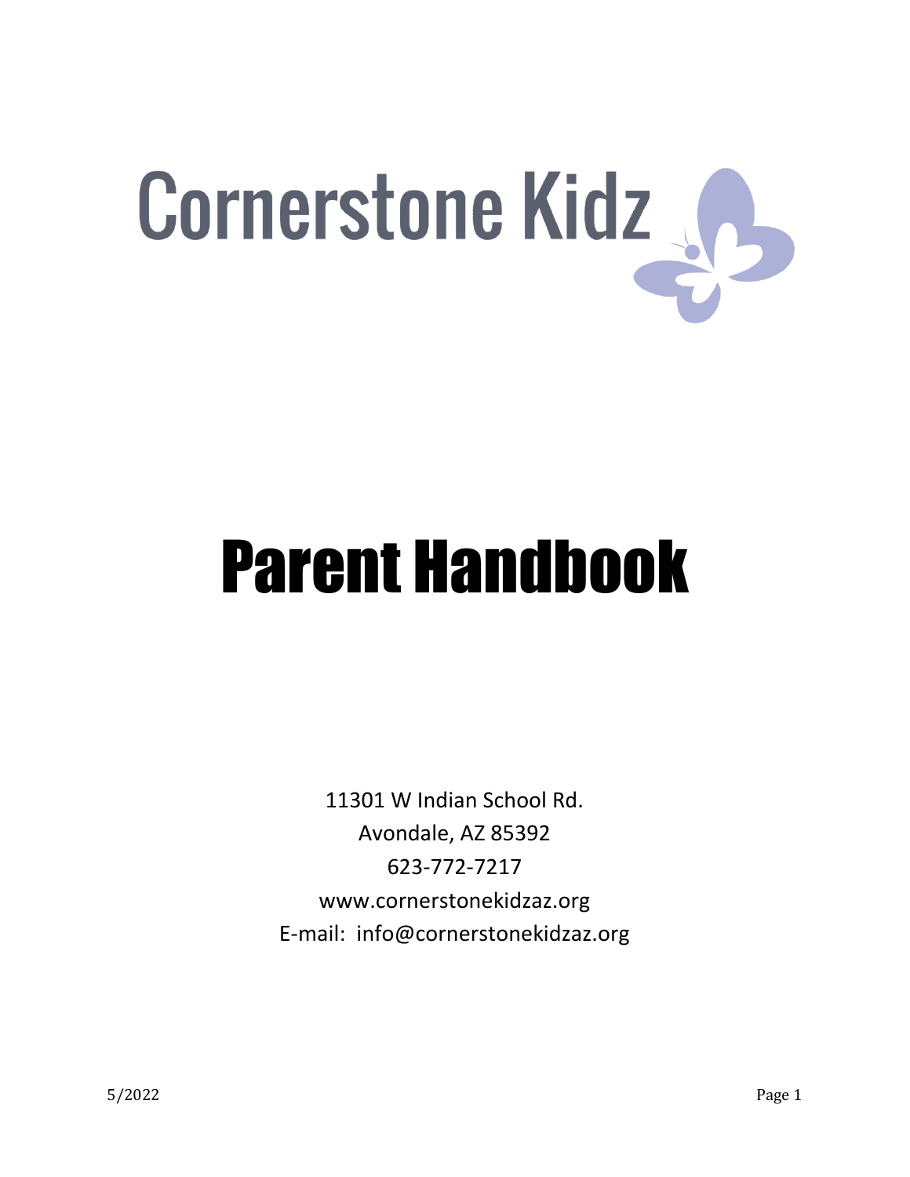# Cornerstone Kidz

# Parent Handbook

11301 W Indian School Rd.
Avondale, AZ 85392
623-772-7217
www.cornerstonekidzaz.org
E-mail: info@cornerstonekidzaz.org

5/2022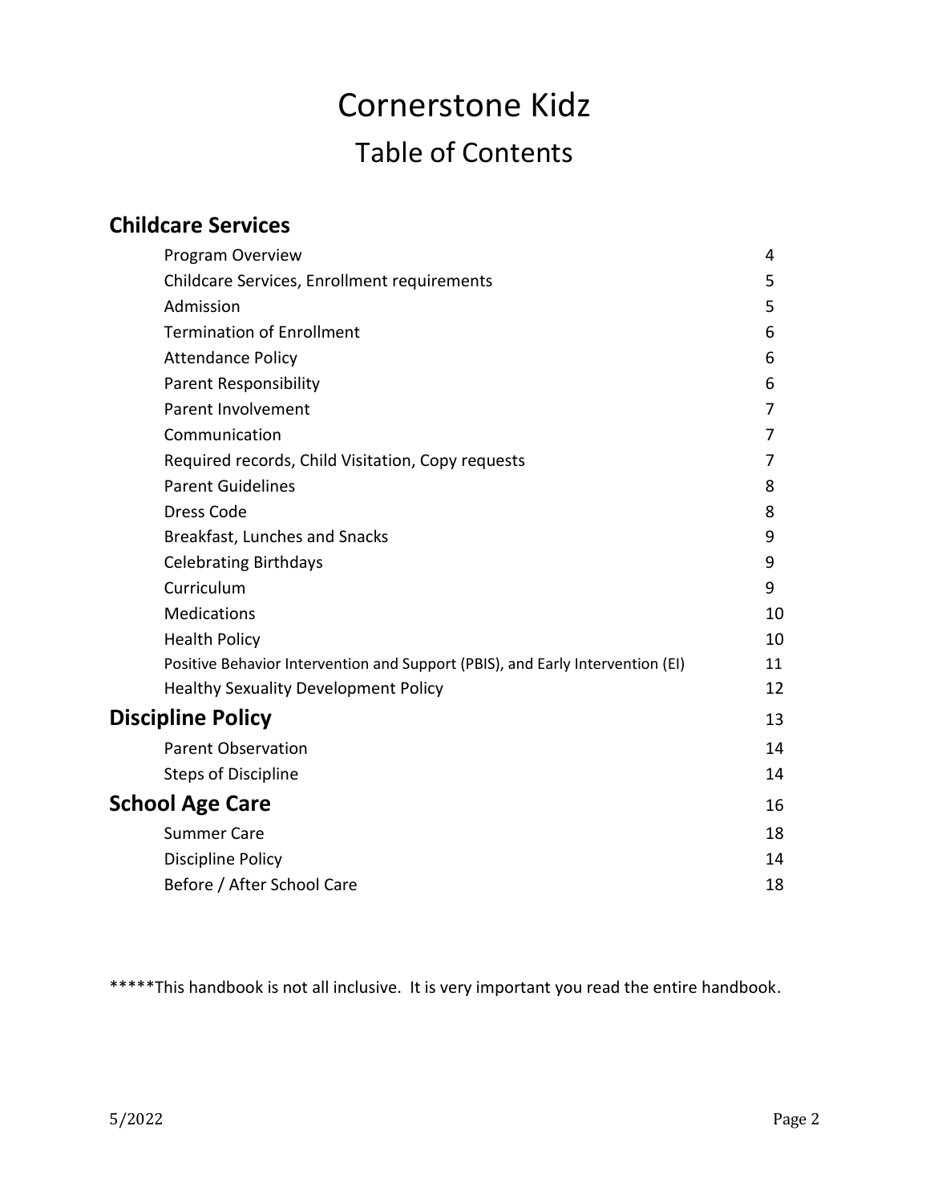# Cornerstone Kidz

## Table of Contents

### Childcare Services

| | |
|---|---|
| Program Overview | 4 |
| Childcare Services, Enrollment requirements | 5 |
| Admission | 5 |
| Termination of Enrollment | 6 |
| Attendance Policy | 6 |
| Parent Responsibility | 6 |
| Parent Involvement | 7 |
| Communication | 7 |
| Required records, Child Visitation, Copy requests | 7 |
| Parent Guidelines | 8 |
| Dress Code | 8 |
| Breakfast, Lunches and Snacks | 9 |
| Celebrating Birthdays | 9 |
| Curriculum | 9 |
| Medications | 10 |
| Health Policy | 10 |
| Positive Behavior Intervention and Support (PBIS), and Early Intervention (EI) | 11 |
| Healthy Sexuality Development Policy | 12 |
| **Discipline Policy** | **13** |
| Parent Observation | 14 |
| Steps of Discipline | 14 |
| **School Age Care** | **16** |
| Summer Care | 18 |
| Discipline Policy | 14 |
| Before / After School Care | 18 |

*****This handbook is not all inclusive. It is very important you read the entire handbook.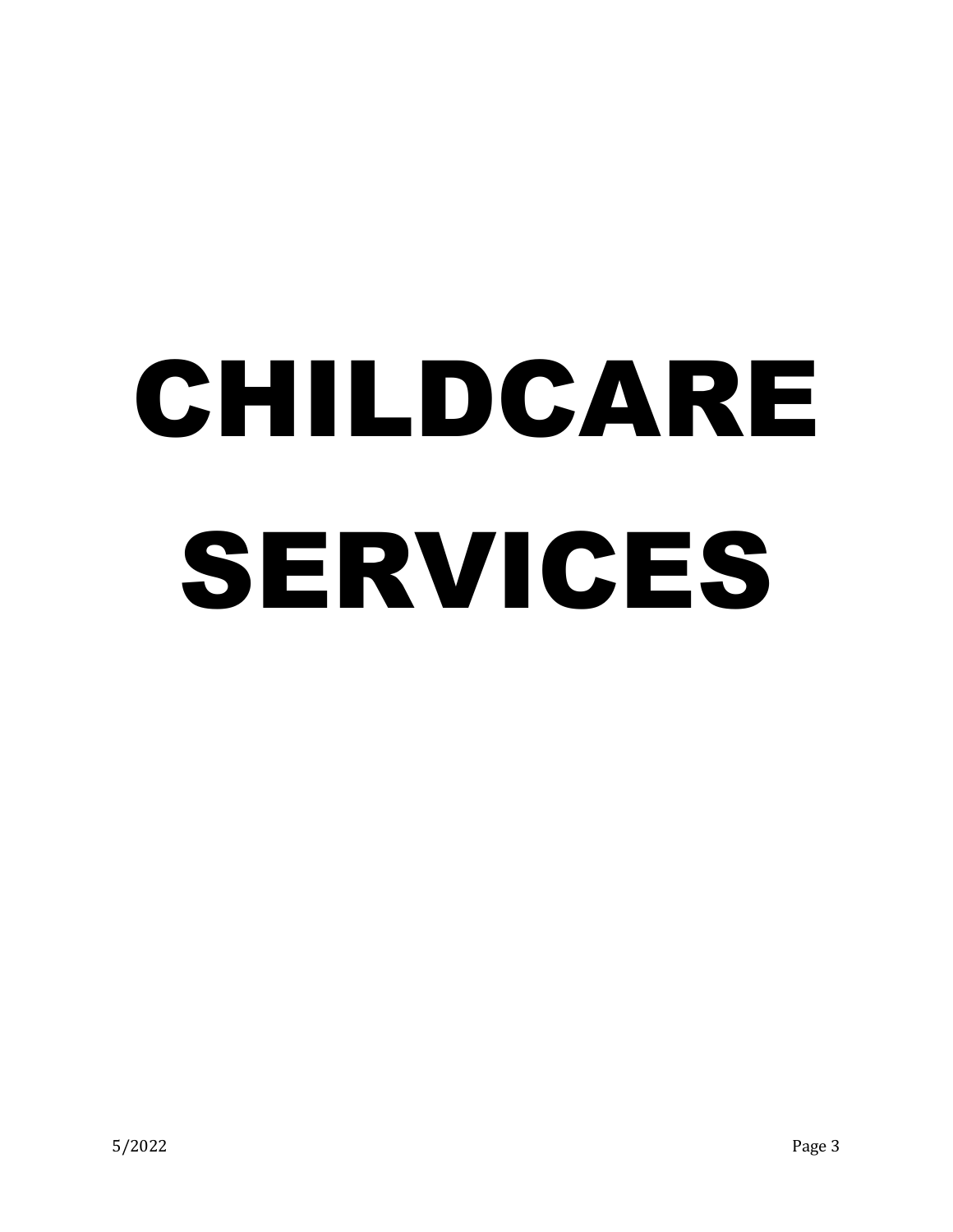# CHILDCARE SERVICES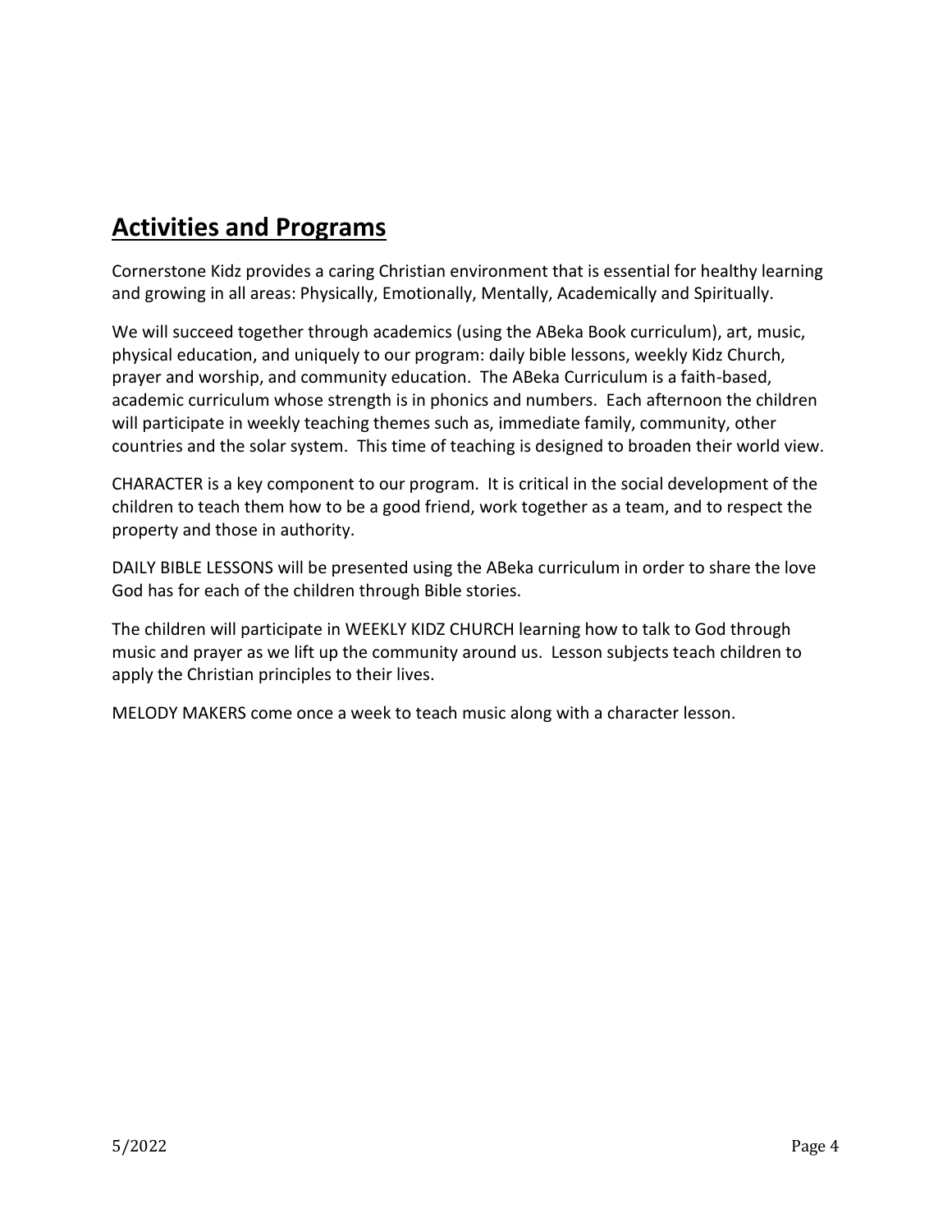## Activities and Programs

Cornerstone Kidz provides a caring Christian environment that is essential for healthy learning and growing in all areas: Physically, Emotionally, Mentally, Academically and Spiritually.

We will succeed together through academics (using the ABeka Book curriculum), art, music, physical education, and uniquely to our program: daily bible lessons, weekly Kidz Church, prayer and worship, and community education. The ABeka Curriculum is a faith-based, academic curriculum whose strength is in phonics and numbers. Each afternoon the children will participate in weekly teaching themes such as, immediate family, community, other countries and the solar system. This time of teaching is designed to broaden their world view.

CHARACTER is a key component to our program. It is critical in the social development of the children to teach them how to be a good friend, work together as a team, and to respect the property and those in authority.

DAILY BIBLE LESSONS will be presented using the ABeka curriculum in order to share the love God has for each of the children through Bible stories.

The children will participate in WEEKLY KIDZ CHURCH learning how to talk to God through music and prayer as we lift up the community around us. Lesson subjects teach children to apply the Christian principles to their lives.

MELODY MAKERS come once a week to teach music along with a character lesson.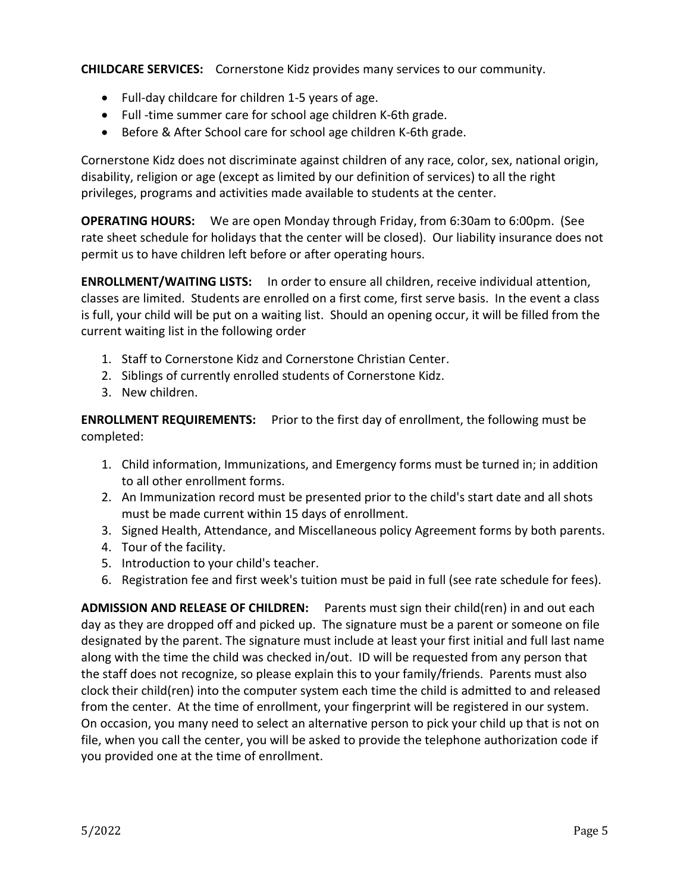**CHILDCARE SERVICES:** Cornerstone Kidz provides many services to our community.

- Full-day childcare for children 1-5 years of age.
- Full -time summer care for school age children K-6th grade.
- Before & After School care for school age children K-6th grade.

Cornerstone Kidz does not discriminate against children of any race, color, sex, national origin, disability, religion or age (except as limited by our definition of services) to all the right privileges, programs and activities made available to students at the center.

**OPERATING HOURS:** We are open Monday through Friday, from 6:30am to 6:00pm. (See rate sheet schedule for holidays that the center will be closed). Our liability insurance does not permit us to have children left before or after operating hours.

**ENROLLMENT/WAITING LISTS:** In order to ensure all children, receive individual attention, classes are limited. Students are enrolled on a first come, first serve basis. In the event a class is full, your child will be put on a waiting list. Should an opening occur, it will be filled from the current waiting list in the following order

1. Staff to Cornerstone Kidz and Cornerstone Christian Center.
2. Siblings of currently enrolled students of Cornerstone Kidz.
3. New children.

**ENROLLMENT REQUIREMENTS:** Prior to the first day of enrollment, the following must be completed:

1. Child information, Immunizations, and Emergency forms must be turned in; in addition to all other enrollment forms.
2. An Immunization record must be presented prior to the child's start date and all shots must be made current within 15 days of enrollment.
3. Signed Health, Attendance, and Miscellaneous policy Agreement forms by both parents.
4. Tour of the facility.
5. Introduction to your child's teacher.
6. Registration fee and first week's tuition must be paid in full (see rate schedule for fees).

**ADMISSION AND RELEASE OF CHILDREN:** Parents must sign their child(ren) in and out each day as they are dropped off and picked up. The signature must be a parent or someone on file designated by the parent. The signature must include at least your first initial and full last name along with the time the child was checked in/out. ID will be requested from any person that the staff does not recognize, so please explain this to your family/friends. Parents must also clock their child(ren) into the computer system each time the child is admitted to and released from the center. At the time of enrollment, your fingerprint will be registered in our system. On occasion, you many need to select an alternative person to pick your child up that is not on file, when you call the center, you will be asked to provide the telephone authorization code if you provided one at the time of enrollment.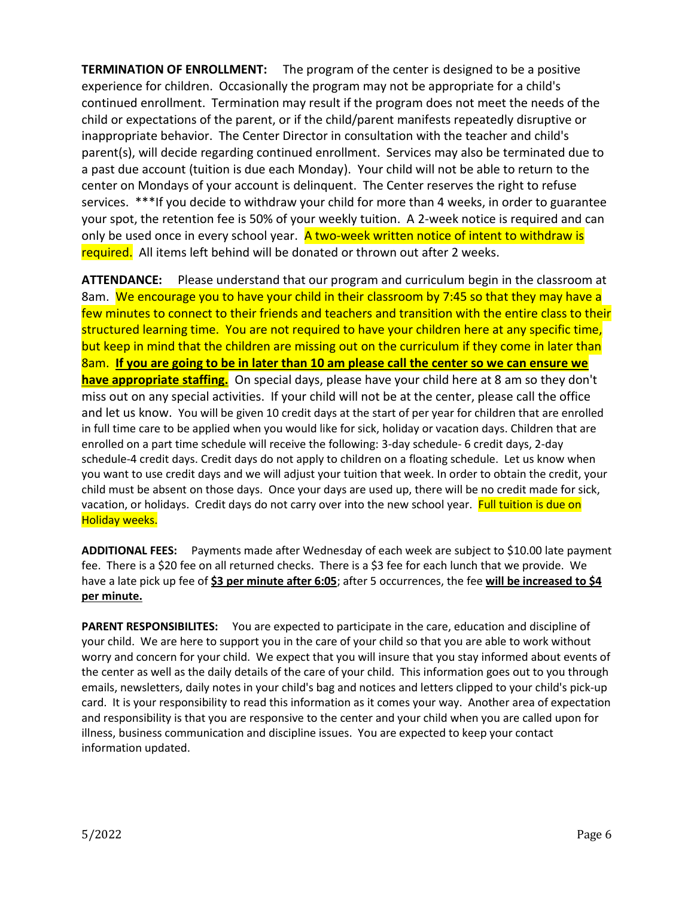**TERMINATION OF ENROLLMENT:** The program of the center is designed to be a positive experience for children. Occasionally the program may not be appropriate for a child's continued enrollment. Termination may result if the program does not meet the needs of the child or expectations of the parent, or if the child/parent manifests repeatedly disruptive or inappropriate behavior. The Center Director in consultation with the teacher and child's parent(s), will decide regarding continued enrollment. Services may also be terminated due to a past due account (tuition is due each Monday). Your child will not be able to return to the center on Mondays of your account is delinquent. The Center reserves the right to refuse services. ***If you decide to withdraw your child for more than 4 weeks, in order to guarantee your spot, the retention fee is 50% of your weekly tuition. A 2-week notice is required and can only be used once in every school year. A two-week written notice of intent to withdraw is required. All items left behind will be donated or thrown out after 2 weeks.

**ATTENDANCE:** Please understand that our program and curriculum begin in the classroom at 8am. We encourage you to have your child in their classroom by 7:45 so that they may have a few minutes to connect to their friends and teachers and transition with the entire class to their structured learning time. You are not required to have your children here at any specific time, but keep in mind that the children are missing out on the curriculum if they come in later than 8am. **If you are going to be in later than 10 am please call the center so we can ensure we have appropriate staffing.** On special days, please have your child here at 8 am so they don't miss out on any special activities. If your child will not be at the center, please call the office and let us know. You will be given 10 credit days at the start of per year for children that are enrolled in full time care to be applied when you would like for sick, holiday or vacation days. Children that are enrolled on a part time schedule will receive the following: 3-day schedule- 6 credit days, 2-day schedule-4 credit days. Credit days do not apply to children on a floating schedule. Let us know when you want to use credit days and we will adjust your tuition that week. In order to obtain the credit, your child must be absent on those days. Once your days are used up, there will be no credit made for sick, vacation, or holidays. Credit days do not carry over into the new school year. Full tuition is due on Holiday weeks.

**ADDITIONAL FEES:** Payments made after Wednesday of each week are subject to $10.00 late payment fee. There is a $20 fee on all returned checks. There is a $3 fee for each lunch that we provide. We have a late pick up fee of **$3 per minute after 6:05**; after 5 occurrences, the fee **will be increased to $4 per minute.**

**PARENT RESPONSIBILITES:** You are expected to participate in the care, education and discipline of your child. We are here to support you in the care of your child so that you are able to work without worry and concern for your child. We expect that you will insure that you stay informed about events of the center as well as the daily details of the care of your child. This information goes out to you through emails, newsletters, daily notes in your child's bag and notices and letters clipped to your child's pick-up card. It is your responsibility to read this information as it comes your way. Another area of expectation and responsibility is that you are responsive to the center and your child when you are called upon for illness, business communication and discipline issues. You are expected to keep your contact information updated.

5/2022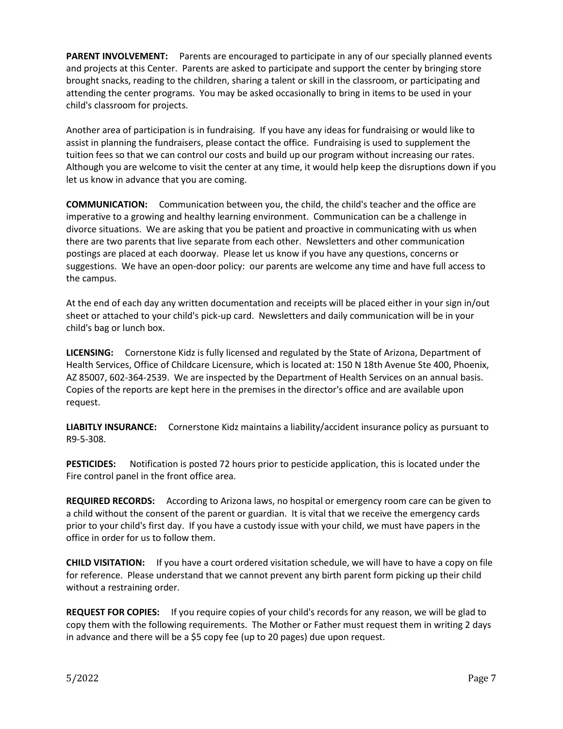**PARENT INVOLVEMENT:** Parents are encouraged to participate in any of our specially planned events and projects at this Center. Parents are asked to participate and support the center by bringing store brought snacks, reading to the children, sharing a talent or skill in the classroom, or participating and attending the center programs. You may be asked occasionally to bring in items to be used in your child's classroom for projects.

Another area of participation is in fundraising. If you have any ideas for fundraising or would like to assist in planning the fundraisers, please contact the office. Fundraising is used to supplement the tuition fees so that we can control our costs and build up our program without increasing our rates. Although you are welcome to visit the center at any time, it would help keep the disruptions down if you let us know in advance that you are coming.

**COMMUNICATION:** Communication between you, the child, the child's teacher and the office are imperative to a growing and healthy learning environment. Communication can be a challenge in divorce situations. We are asking that you be patient and proactive in communicating with us when there are two parents that live separate from each other. Newsletters and other communication postings are placed at each doorway. Please let us know if you have any questions, concerns or suggestions. We have an open-door policy: our parents are welcome any time and have full access to the campus.

At the end of each day any written documentation and receipts will be placed either in your sign in/out sheet or attached to your child's pick-up card. Newsletters and daily communication will be in your child's bag or lunch box.

**LICENSING:** Cornerstone Kidz is fully licensed and regulated by the State of Arizona, Department of Health Services, Office of Childcare Licensure, which is located at: 150 N 18th Avenue Ste 400, Phoenix, AZ 85007, 602-364-2539. We are inspected by the Department of Health Services on an annual basis. Copies of the reports are kept here in the premises in the director's office and are available upon request.

**LIABITLY INSURANCE:** Cornerstone Kidz maintains a liability/accident insurance policy as pursuant to R9-5-308.

**PESTICIDES:** Notification is posted 72 hours prior to pesticide application, this is located under the Fire control panel in the front office area.

**REQUIRED RECORDS:** According to Arizona laws, no hospital or emergency room care can be given to a child without the consent of the parent or guardian. It is vital that we receive the emergency cards prior to your child's first day. If you have a custody issue with your child, we must have papers in the office in order for us to follow them.

**CHILD VISITATION:** If you have a court ordered visitation schedule, we will have to have a copy on file for reference. Please understand that we cannot prevent any birth parent form picking up their child without a restraining order.

**REQUEST FOR COPIES:** If you require copies of your child's records for any reason, we will be glad to copy them with the following requirements. The Mother or Father must request them in writing 2 days in advance and there will be a $5 copy fee (up to 20 pages) due upon request.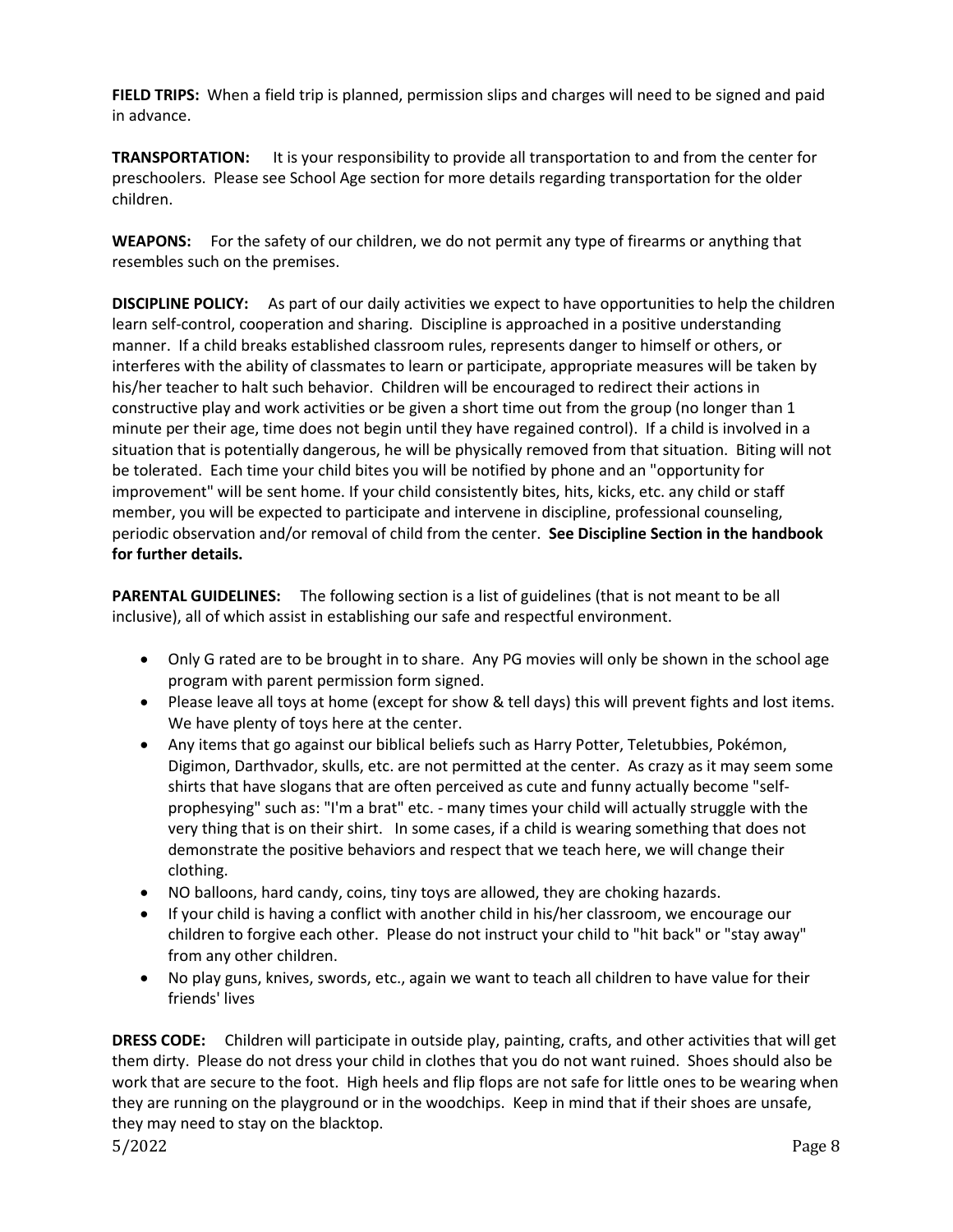**FIELD TRIPS:** When a field trip is planned, permission slips and charges will need to be signed and paid in advance.

**TRANSPORTATION:** It is your responsibility to provide all transportation to and from the center for preschoolers. Please see School Age section for more details regarding transportation for the older children.

**WEAPONS:** For the safety of our children, we do not permit any type of firearms or anything that resembles such on the premises.

**DISCIPLINE POLICY:** As part of our daily activities we expect to have opportunities to help the children learn self-control, cooperation and sharing. Discipline is approached in a positive understanding manner. If a child breaks established classroom rules, represents danger to himself or others, or interferes with the ability of classmates to learn or participate, appropriate measures will be taken by his/her teacher to halt such behavior. Children will be encouraged to redirect their actions in constructive play and work activities or be given a short time out from the group (no longer than 1 minute per their age, time does not begin until they have regained control). If a child is involved in a situation that is potentially dangerous, he will be physically removed from that situation. Biting will not be tolerated. Each time your child bites you will be notified by phone and an "opportunity for improvement" will be sent home. If your child consistently bites, hits, kicks, etc. any child or staff member, you will be expected to participate and intervene in discipline, professional counseling, periodic observation and/or removal of child from the center. **See Discipline Section in the handbook for further details.**

**PARENTAL GUIDELINES:** The following section is a list of guidelines (that is not meant to be all inclusive), all of which assist in establishing our safe and respectful environment.

- Only G rated are to be brought in to share. Any PG movies will only be shown in the school age program with parent permission form signed.
- Please leave all toys at home (except for show & tell days) this will prevent fights and lost items. We have plenty of toys here at the center.
- Any items that go against our biblical beliefs such as Harry Potter, Teletubbies, Pokémon, Digimon, Darthvador, skulls, etc. are not permitted at the center. As crazy as it may seem some shirts that have slogans that are often perceived as cute and funny actually become "self-prophesying" such as: "I'm a brat" etc. - many times your child will actually struggle with the very thing that is on their shirt. In some cases, if a child is wearing something that does not demonstrate the positive behaviors and respect that we teach here, we will change their clothing.
- NO balloons, hard candy, coins, tiny toys are allowed, they are choking hazards.
- If your child is having a conflict with another child in his/her classroom, we encourage our children to forgive each other. Please do not instruct your child to "hit back" or "stay away" from any other children.
- No play guns, knives, swords, etc., again we want to teach all children to have value for their friends' lives

**DRESS CODE:** Children will participate in outside play, painting, crafts, and other activities that will get them dirty. Please do not dress your child in clothes that you do not want ruined. Shoes should also be work that are secure to the foot. High heels and flip flops are not safe for little ones to be wearing when they are running on the playground or in the woodchips. Keep in mind that if their shoes are unsafe, they may need to stay on the blacktop.

5/2022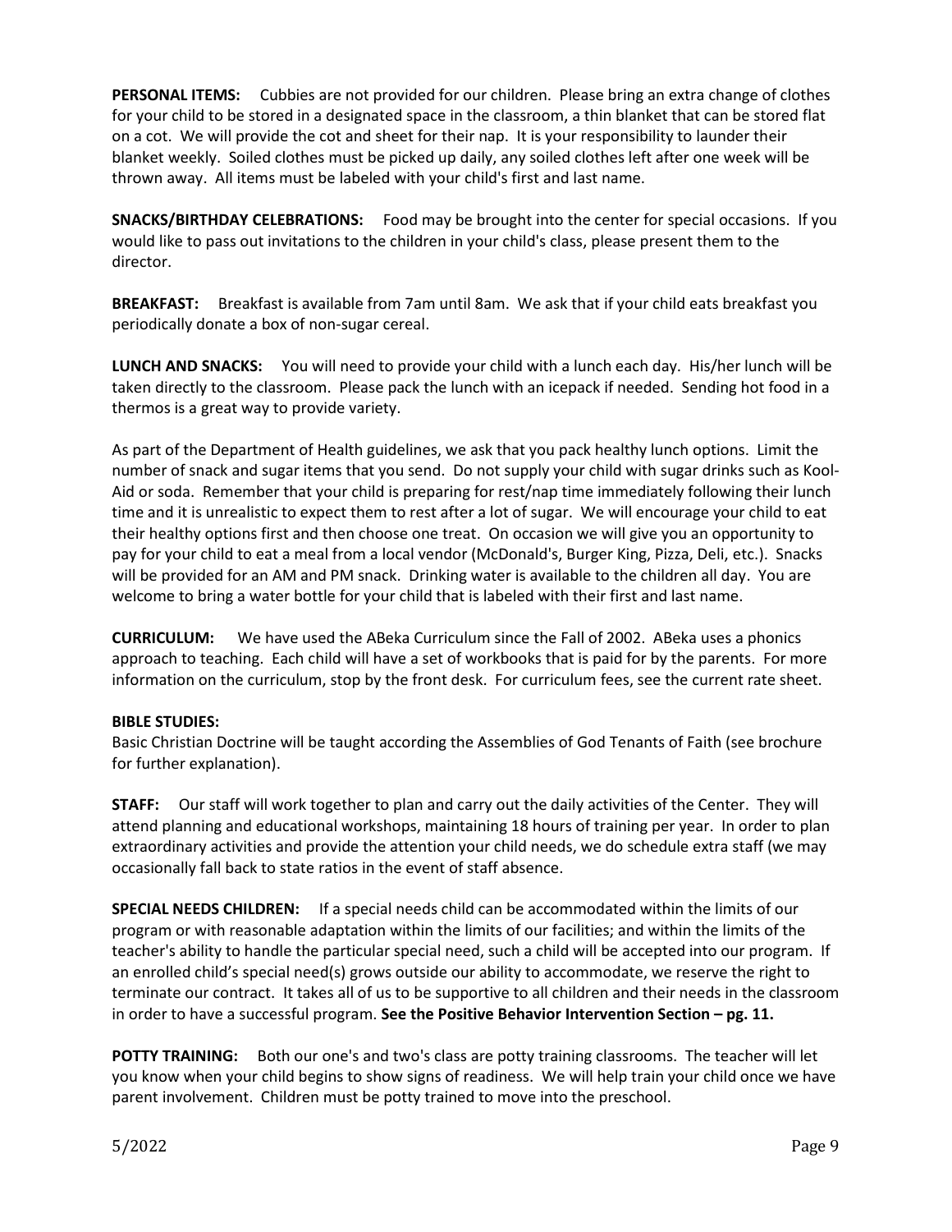**PERSONAL ITEMS:** Cubbies are not provided for our children. Please bring an extra change of clothes for your child to be stored in a designated space in the classroom, a thin blanket that can be stored flat on a cot. We will provide the cot and sheet for their nap. It is your responsibility to launder their blanket weekly. Soiled clothes must be picked up daily, any soiled clothes left after one week will be thrown away. All items must be labeled with your child's first and last name.

**SNACKS/BIRTHDAY CELEBRATIONS:** Food may be brought into the center for special occasions. If you would like to pass out invitations to the children in your child's class, please present them to the director.

**BREAKFAST:** Breakfast is available from 7am until 8am. We ask that if your child eats breakfast you periodically donate a box of non-sugar cereal.

**LUNCH AND SNACKS:** You will need to provide your child with a lunch each day. His/her lunch will be taken directly to the classroom. Please pack the lunch with an icepack if needed. Sending hot food in a thermos is a great way to provide variety.

As part of the Department of Health guidelines, we ask that you pack healthy lunch options. Limit the number of snack and sugar items that you send. Do not supply your child with sugar drinks such as Kool-Aid or soda. Remember that your child is preparing for rest/nap time immediately following their lunch time and it is unrealistic to expect them to rest after a lot of sugar. We will encourage your child to eat their healthy options first and then choose one treat. On occasion we will give you an opportunity to pay for your child to eat a meal from a local vendor (McDonald's, Burger King, Pizza, Deli, etc.). Snacks will be provided for an AM and PM snack. Drinking water is available to the children all day. You are welcome to bring a water bottle for your child that is labeled with their first and last name.

**CURRICULUM:** We have used the ABeka Curriculum since the Fall of 2002. ABeka uses a phonics approach to teaching. Each child will have a set of workbooks that is paid for by the parents. For more information on the curriculum, stop by the front desk. For curriculum fees, see the current rate sheet.

**BIBLE STUDIES:**
Basic Christian Doctrine will be taught according the Assemblies of God Tenants of Faith (see brochure for further explanation).

**STAFF:** Our staff will work together to plan and carry out the daily activities of the Center. They will attend planning and educational workshops, maintaining 18 hours of training per year. In order to plan extraordinary activities and provide the attention your child needs, we do schedule extra staff (we may occasionally fall back to state ratios in the event of staff absence.

**SPECIAL NEEDS CHILDREN:** If a special needs child can be accommodated within the limits of our program or with reasonable adaptation within the limits of our facilities; and within the limits of the teacher's ability to handle the particular special need, such a child will be accepted into our program. If an enrolled child's special need(s) grows outside our ability to accommodate, we reserve the right to terminate our contract. It takes all of us to be supportive to all children and their needs in the classroom in order to have a successful program. **See the Positive Behavior Intervention Section – pg. 11.**

**POTTY TRAINING:** Both our one's and two's class are potty training classrooms. The teacher will let you know when your child begins to show signs of readiness. We will help train your child once we have parent involvement. Children must be potty trained to move into the preschool.

5/2022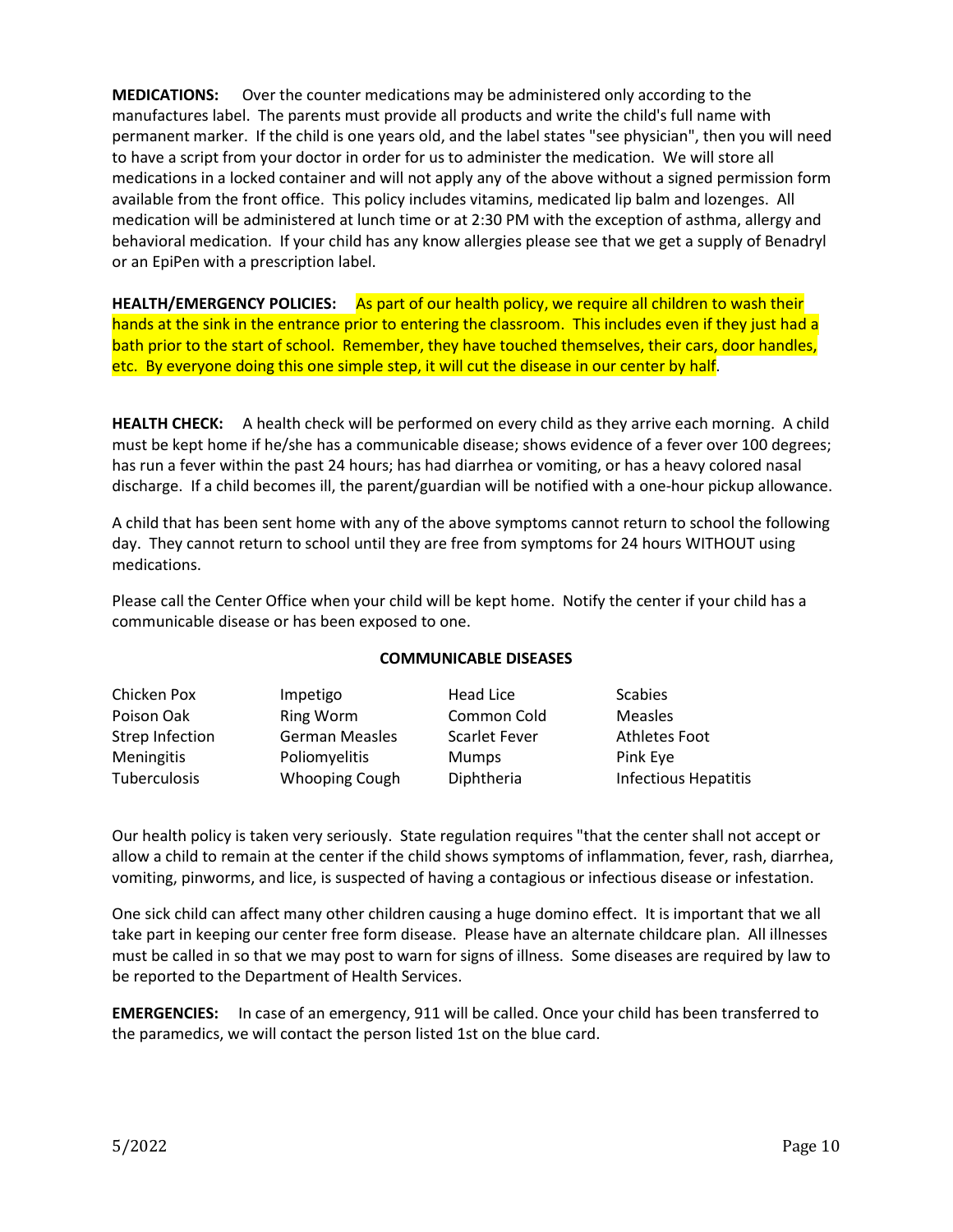**MEDICATIONS:** Over the counter medications may be administered only according to the manufactures label. The parents must provide all products and write the child's full name with permanent marker. If the child is one years old, and the label states "see physician", then you will need to have a script from your doctor in order for us to administer the medication. We will store all medications in a locked container and will not apply any of the above without a signed permission form available from the front office. This policy includes vitamins, medicated lip balm and lozenges. All medication will be administered at lunch time or at 2:30 PM with the exception of asthma, allergy and behavioral medication. If your child has any know allergies please see that we get a supply of Benadryl or an EpiPen with a prescription label.

**HEALTH/EMERGENCY POLICIES:** As part of our health policy, we require all children to wash their hands at the sink in the entrance prior to entering the classroom. This includes even if they just had a bath prior to the start of school. Remember, they have touched themselves, their cars, door handles, etc. By everyone doing this one simple step, it will cut the disease in our center by half.

**HEALTH CHECK:** A health check will be performed on every child as they arrive each morning. A child must be kept home if he/she has a communicable disease; shows evidence of a fever over 100 degrees; has run a fever within the past 24 hours; has had diarrhea or vomiting, or has a heavy colored nasal discharge. If a child becomes ill, the parent/guardian will be notified with a one-hour pickup allowance.

A child that has been sent home with any of the above symptoms cannot return to school the following day. They cannot return to school until they are free from symptoms for 24 hours WITHOUT using medications.

Please call the Center Office when your child will be kept home. Notify the center if your child has a communicable disease or has been exposed to one.

**COMMUNICABLE DISEASES**

| | | | |
|---|---|---|---|
| Chicken Pox | Impetigo | Head Lice | Scabies |
| Poison Oak | Ring Worm | Common Cold | Measles |
| Strep Infection | German Measles | Scarlet Fever | Athletes Foot |
| Meningitis | Poliomyelitis | Mumps | Pink Eye |
| Tuberculosis | Whooping Cough | Diphtheria | Infectious Hepatitis |

Our health policy is taken very seriously. State regulation requires "that the center shall not accept or allow a child to remain at the center if the child shows symptoms of inflammation, fever, rash, diarrhea, vomiting, pinworms, and lice, is suspected of having a contagious or infectious disease or infestation.

One sick child can affect many other children causing a huge domino effect. It is important that we all take part in keeping our center free form disease. Please have an alternate childcare plan. All illnesses must be called in so that we may post to warn for signs of illness. Some diseases are required by law to be reported to the Department of Health Services.

**EMERGENCIES:** In case of an emergency, 911 will be called. Once your child has been transferred to the paramedics, we will contact the person listed 1st on the blue card.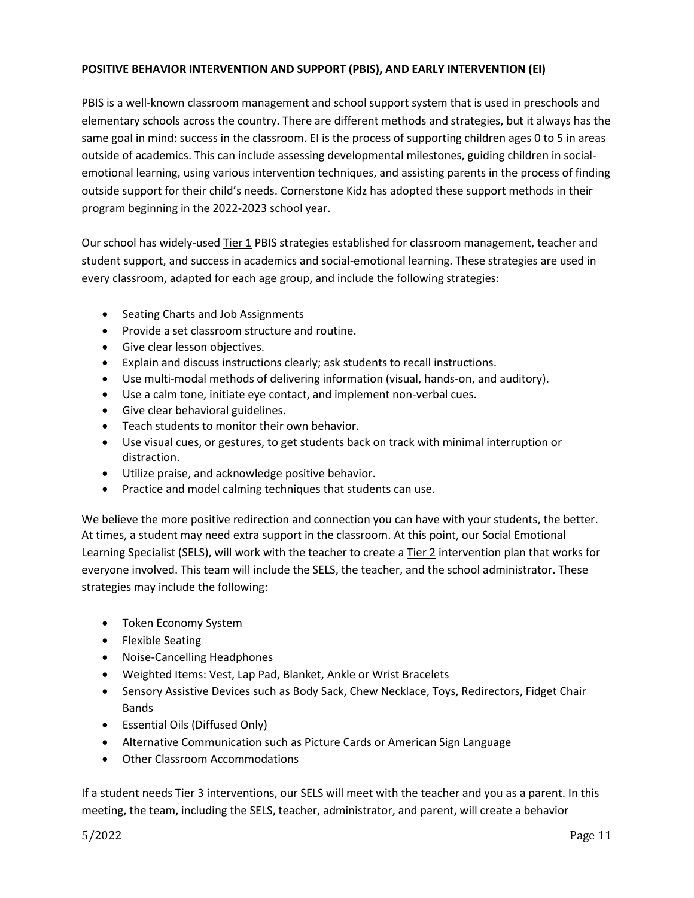**POSITIVE BEHAVIOR INTERVENTION AND SUPPORT (PBIS), AND EARLY INTERVENTION (EI)**

PBIS is a well-known classroom management and school support system that is used in preschools and elementary schools across the country. There are different methods and strategies, but it always has the same goal in mind: success in the classroom. EI is the process of supporting children ages 0 to 5 in areas outside of academics. This can include assessing developmental milestones, guiding children in social-emotional learning, using various intervention techniques, and assisting parents in the process of finding outside support for their child's needs. Cornerstone Kidz has adopted these support methods in their program beginning in the 2022-2023 school year.

Our school has widely-used <u>Tier 1</u> PBIS strategies established for classroom management, teacher and student support, and success in academics and social-emotional learning. These strategies are used in every classroom, adapted for each age group, and include the following strategies:

- Seating Charts and Job Assignments
- Provide a set classroom structure and routine.
- Give clear lesson objectives.
- Explain and discuss instructions clearly; ask students to recall instructions.
- Use multi-modal methods of delivering information (visual, hands-on, and auditory).
- Use a calm tone, initiate eye contact, and implement non-verbal cues.
- Give clear behavioral guidelines.
- Teach students to monitor their own behavior.
- Use visual cues, or gestures, to get students back on track with minimal interruption or distraction.
- Utilize praise, and acknowledge positive behavior.
- Practice and model calming techniques that students can use.

We believe the more positive redirection and connection you can have with your students, the better. At times, a student may need extra support in the classroom. At this point, our Social Emotional Learning Specialist (SELS), will work with the teacher to create a <u>Tier 2</u> intervention plan that works for everyone involved. This team will include the SELS, the teacher, and the school administrator. These strategies may include the following:

- Token Economy System
- Flexible Seating
- Noise-Cancelling Headphones
- Weighted Items: Vest, Lap Pad, Blanket, Ankle or Wrist Bracelets
- Sensory Assistive Devices such as Body Sack, Chew Necklace, Toys, Redirectors, Fidget Chair Bands
- Essential Oils (Diffused Only)
- Alternative Communication such as Picture Cards or American Sign Language
- Other Classroom Accommodations

If a student needs <u>Tier 3</u> interventions, our SELS will meet with the teacher and you as a parent. In this meeting, the team, including the SELS, teacher, administrator, and parent, will create a behavior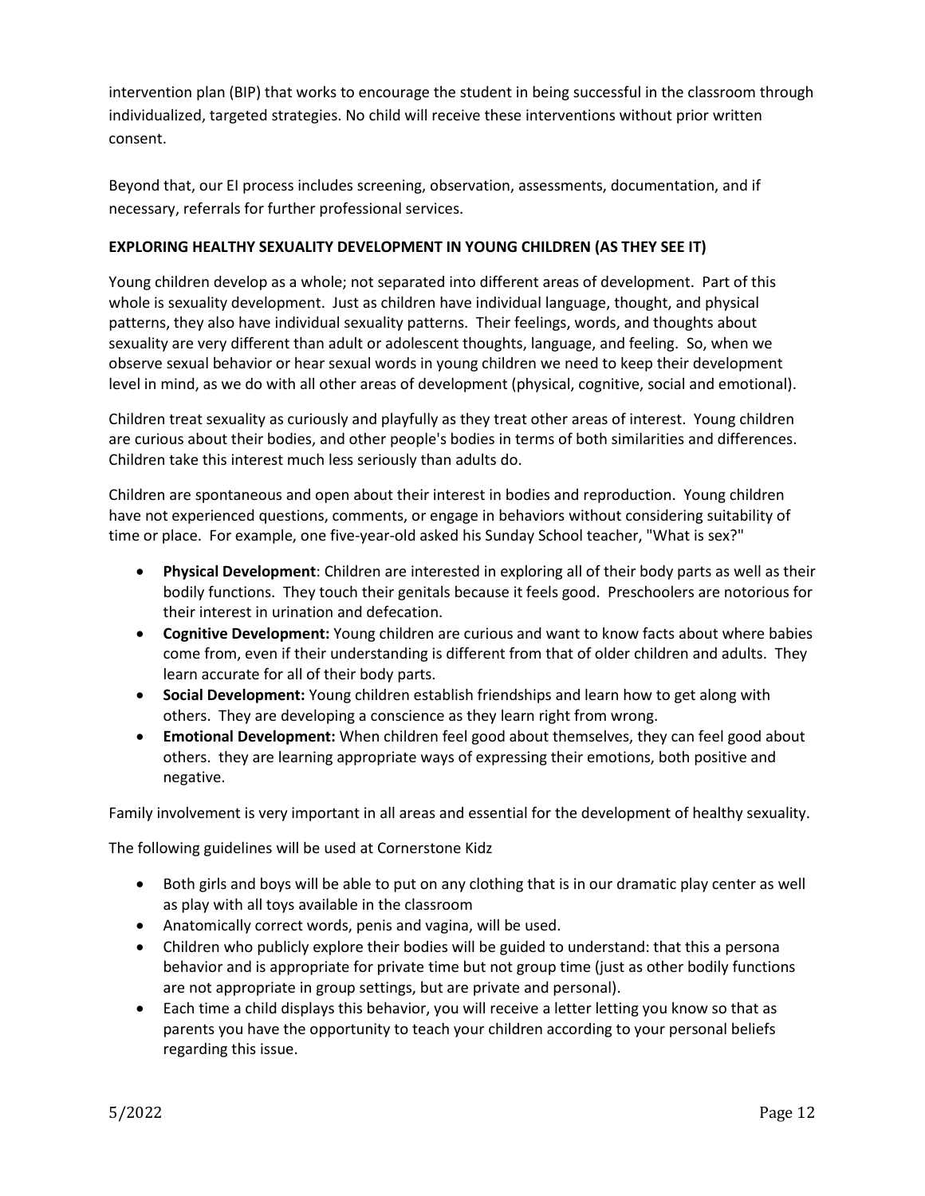intervention plan (BIP) that works to encourage the student in being successful in the classroom through individualized, targeted strategies. No child will receive these interventions without prior written consent.

Beyond that, our EI process includes screening, observation, assessments, documentation, and if necessary, referrals for further professional services.

**EXPLORING HEALTHY SEXUALITY DEVELOPMENT IN YOUNG CHILDREN (AS THEY SEE IT)**

Young children develop as a whole; not separated into different areas of development. Part of this whole is sexuality development. Just as children have individual language, thought, and physical patterns, they also have individual sexuality patterns. Their feelings, words, and thoughts about sexuality are very different than adult or adolescent thoughts, language, and feeling. So, when we observe sexual behavior or hear sexual words in young children we need to keep their development level in mind, as we do with all other areas of development (physical, cognitive, social and emotional).

Children treat sexuality as curiously and playfully as they treat other areas of interest. Young children are curious about their bodies, and other people's bodies in terms of both similarities and differences. Children take this interest much less seriously than adults do.

Children are spontaneous and open about their interest in bodies and reproduction. Young children have not experienced questions, comments, or engage in behaviors without considering suitability of time or place. For example, one five-year-old asked his Sunday School teacher, "What is sex?"

- **Physical Development**: Children are interested in exploring all of their body parts as well as their bodily functions. They touch their genitals because it feels good. Preschoolers are notorious for their interest in urination and defecation.
- **Cognitive Development:** Young children are curious and want to know facts about where babies come from, even if their understanding is different from that of older children and adults. They learn accurate for all of their body parts.
- **Social Development:** Young children establish friendships and learn how to get along with others. They are developing a conscience as they learn right from wrong.
- **Emotional Development:** When children feel good about themselves, they can feel good about others. they are learning appropriate ways of expressing their emotions, both positive and negative.

Family involvement is very important in all areas and essential for the development of healthy sexuality.

The following guidelines will be used at Cornerstone Kidz

- Both girls and boys will be able to put on any clothing that is in our dramatic play center as well as play with all toys available in the classroom
- Anatomically correct words, penis and vagina, will be used.
- Children who publicly explore their bodies will be guided to understand: that this a persona behavior and is appropriate for private time but not group time (just as other bodily functions are not appropriate in group settings, but are private and personal).
- Each time a child displays this behavior, you will receive a letter letting you know so that as parents you have the opportunity to teach your children according to your personal beliefs regarding this issue.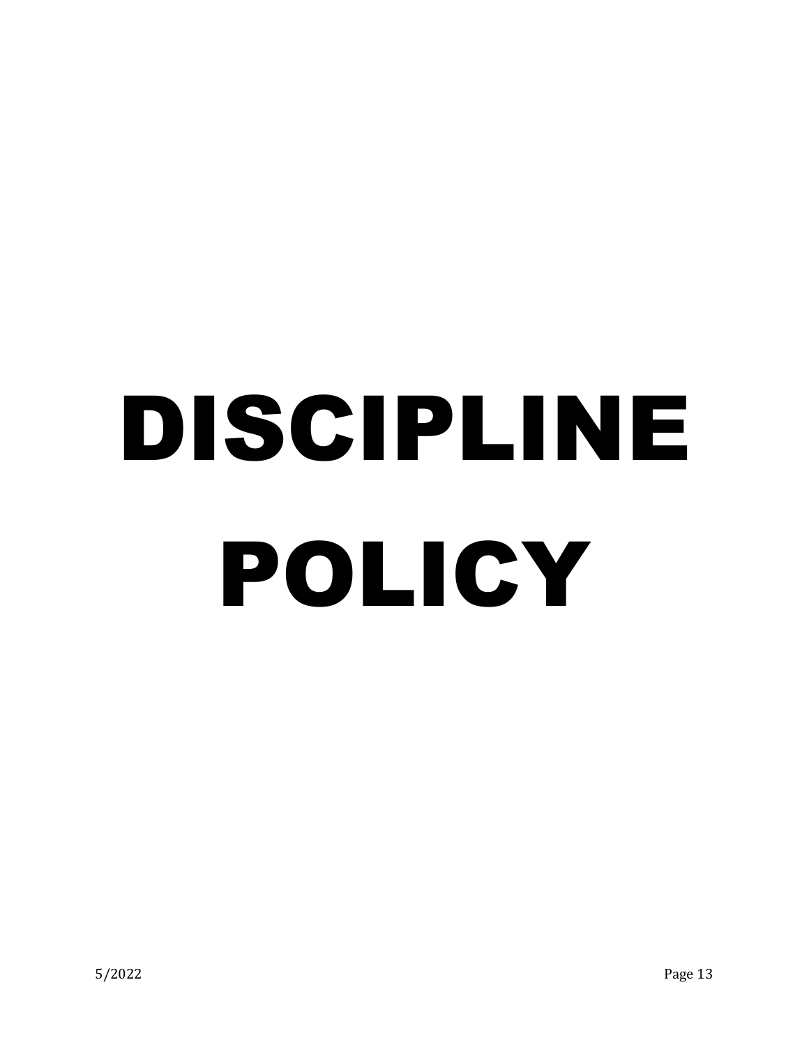# DISCIPLINE POLICY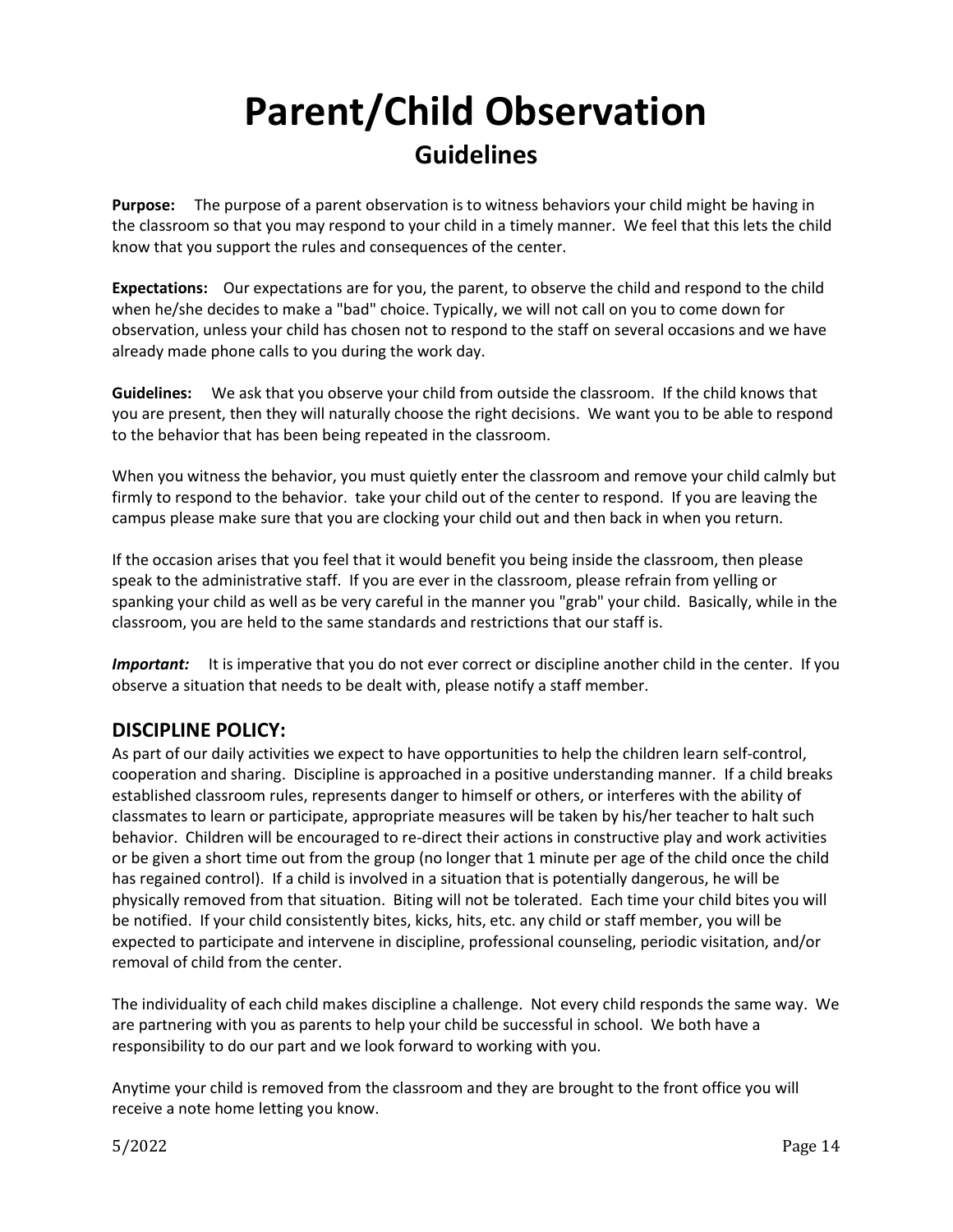# Parent/Child Observation

## Guidelines

**Purpose:** The purpose of a parent observation is to witness behaviors your child might be having in the classroom so that you may respond to your child in a timely manner. We feel that this lets the child know that you support the rules and consequences of the center.

**Expectations:** Our expectations are for you, the parent, to observe the child and respond to the child when he/she decides to make a "bad" choice. Typically, we will not call on you to come down for observation, unless your child has chosen not to respond to the staff on several occasions and we have already made phone calls to you during the work day.

**Guidelines:** We ask that you observe your child from outside the classroom. If the child knows that you are present, then they will naturally choose the right decisions. We want you to be able to respond to the behavior that has been being repeated in the classroom.

When you witness the behavior, you must quietly enter the classroom and remove your child calmly but firmly to respond to the behavior. take your child out of the center to respond. If you are leaving the campus please make sure that you are clocking your child out and then back in when you return.

If the occasion arises that you feel that it would benefit you being inside the classroom, then please speak to the administrative staff. If you are ever in the classroom, please refrain from yelling or spanking your child as well as be very careful in the manner you "grab" your child. Basically, while in the classroom, you are held to the same standards and restrictions that our staff is.

***Important:*** It is imperative that you do not ever correct or discipline another child in the center. If you observe a situation that needs to be dealt with, please notify a staff member.

### DISCIPLINE POLICY:

As part of our daily activities we expect to have opportunities to help the children learn self-control, cooperation and sharing. Discipline is approached in a positive understanding manner. If a child breaks established classroom rules, represents danger to himself or others, or interferes with the ability of classmates to learn or participate, appropriate measures will be taken by his/her teacher to halt such behavior. Children will be encouraged to re-direct their actions in constructive play and work activities or be given a short time out from the group (no longer that 1 minute per age of the child once the child has regained control). If a child is involved in a situation that is potentially dangerous, he will be physically removed from that situation. Biting will not be tolerated. Each time your child bites you will be notified. If your child consistently bites, kicks, hits, etc. any child or staff member, you will be expected to participate and intervene in discipline, professional counseling, periodic visitation, and/or removal of child from the center.

The individuality of each child makes discipline a challenge. Not every child responds the same way. We are partnering with you as parents to help your child be successful in school. We both have a responsibility to do our part and we look forward to working with you.

Anytime your child is removed from the classroom and they are brought to the front office you will receive a note home letting you know.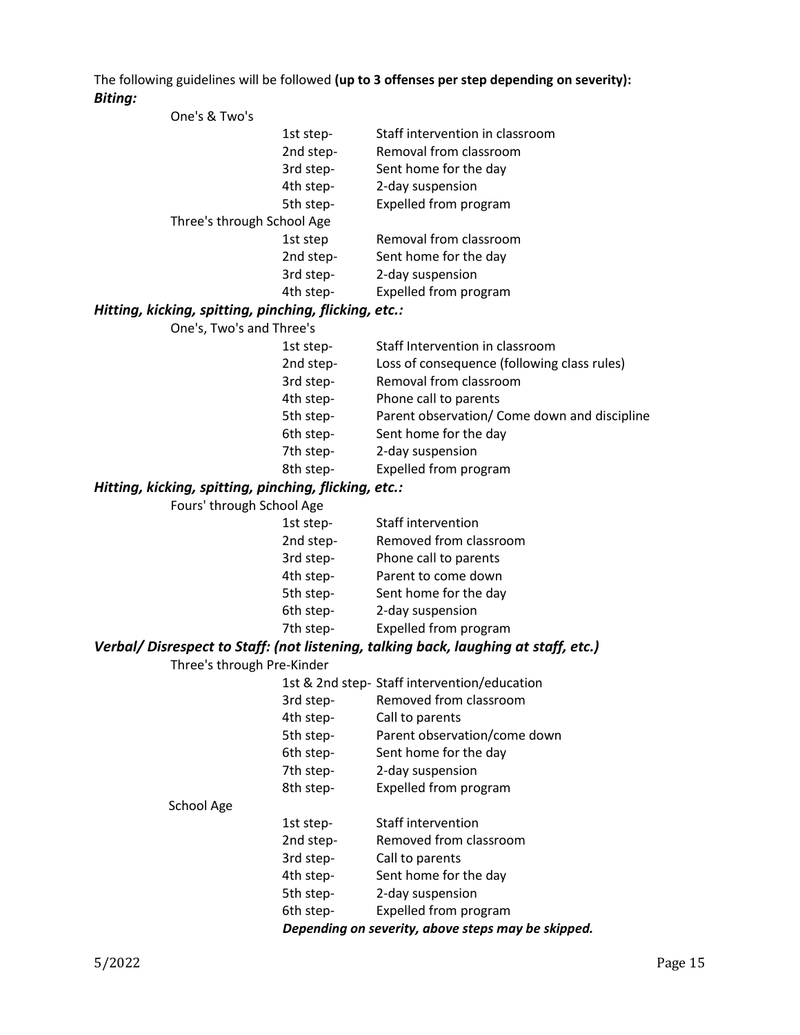The following guidelines will be followed **(up to 3 offenses per step depending on severity):**

***Biting:***

One's & Two's

| | |
|---|---|
| 1st step- | Staff intervention in classroom |
| 2nd step- | Removal from classroom |
| 3rd step- | Sent home for the day |
| 4th step- | 2-day suspension |
| 5th step- | Expelled from program |

Three's through School Age

| | |
|---|---|
| 1st step | Removal from classroom |
| 2nd step- | Sent home for the day |
| 3rd step- | 2-day suspension |
| 4th step- | Expelled from program |

***Hitting, kicking, spitting, pinching, flicking, etc.:***

One's, Two's and Three's

| | |
|---|---|
| 1st step- | Staff Intervention in classroom |
| 2nd step- | Loss of consequence (following class rules) |
| 3rd step- | Removal from classroom |
| 4th step- | Phone call to parents |
| 5th step- | Parent observation/ Come down and discipline |
| 6th step- | Sent home for the day |
| 7th step- | 2-day suspension |
| 8th step- | Expelled from program |

***Hitting, kicking, spitting, pinching, flicking, etc.:***

Fours' through School Age

| | |
|---|---|
| 1st step- | Staff intervention |
| 2nd step- | Removed from classroom |
| 3rd step- | Phone call to parents |
| 4th step- | Parent to come down |
| 5th step- | Sent home for the day |
| 6th step- | 2-day suspension |
| 7th step- | Expelled from program |

***Verbal/ Disrespect to Staff: (not listening, talking back, laughing at staff, etc.)***

Three's through Pre-Kinder

| | |
|---|---|
| 1st & 2nd step- | Staff intervention/education |
| 3rd step- | Removed from classroom |
| 4th step- | Call to parents |
| 5th step- | Parent observation/come down |
| 6th step- | Sent home for the day |
| 7th step- | 2-day suspension |
| 8th step- | Expelled from program |

School Age

| | |
|---|---|
| 1st step- | Staff intervention |
| 2nd step- | Removed from classroom |
| 3rd step- | Call to parents |
| 4th step- | Sent home for the day |
| 5th step- | 2-day suspension |
| 6th step- | Expelled from program |

***Depending on severity, above steps may be skipped.***

5/2022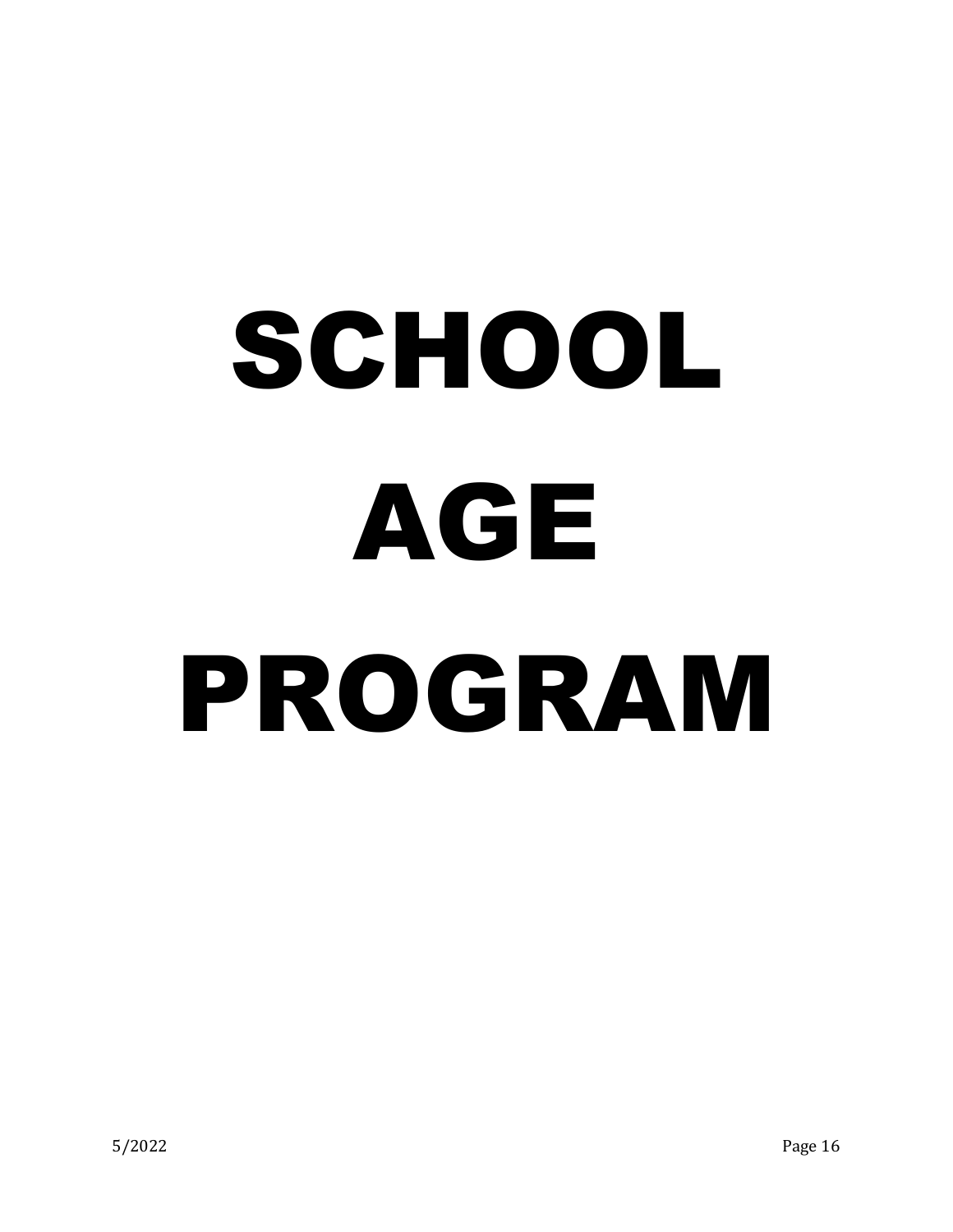# SCHOOL AGE PROGRAM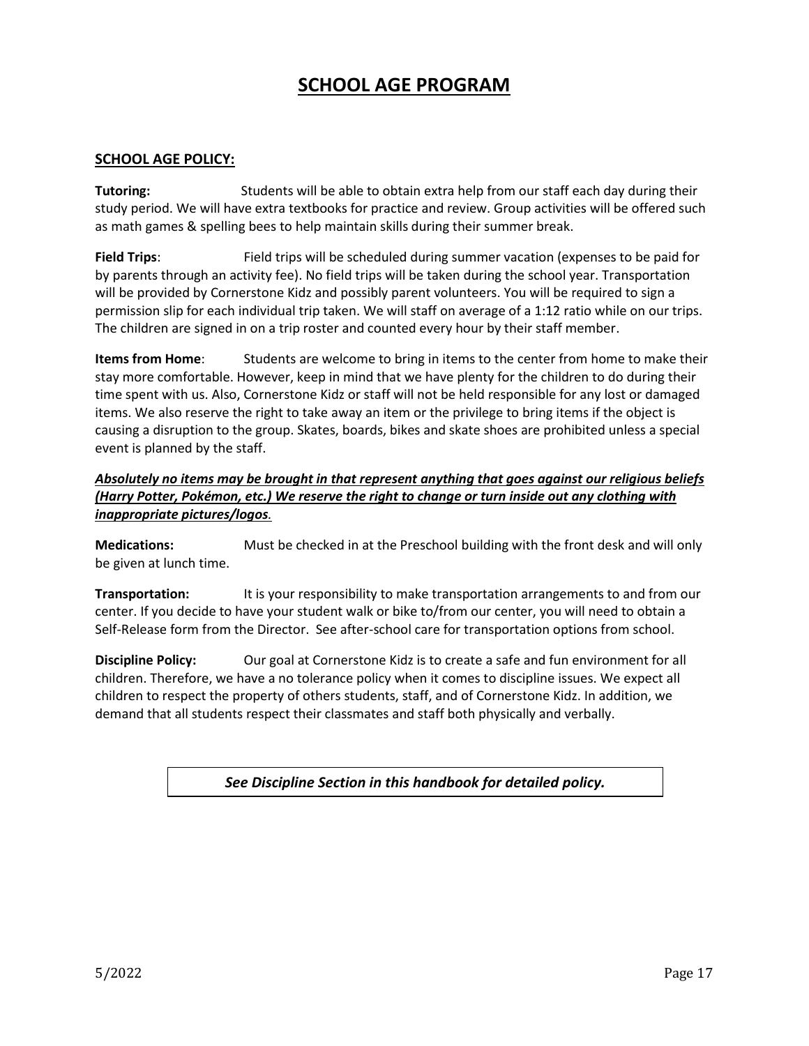# SCHOOL AGE PROGRAM

## SCHOOL AGE POLICY:

**Tutoring:** Students will be able to obtain extra help from our staff each day during their study period. We will have extra textbooks for practice and review. Group activities will be offered such as math games & spelling bees to help maintain skills during their summer break.

**Field Trips**: Field trips will be scheduled during summer vacation (expenses to be paid for by parents through an activity fee). No field trips will be taken during the school year. Transportation will be provided by Cornerstone Kidz and possibly parent volunteers. You will be required to sign a permission slip for each individual trip taken. We will staff on average of a 1:12 ratio while on our trips. The children are signed in on a trip roster and counted every hour by their staff member.

**Items from Home**: Students are welcome to bring in items to the center from home to make their stay more comfortable. However, keep in mind that we have plenty for the children to do during their time spent with us. Also, Cornerstone Kidz or staff will not be held responsible for any lost or damaged items. We also reserve the right to take away an item or the privilege to bring items if the object is causing a disruption to the group. Skates, boards, bikes and skate shoes are prohibited unless a special event is planned by the staff.

***Absolutely no items may be brought in that represent anything that goes against our religious beliefs (Harry Potter, Pokémon, etc.) We reserve the right to change or turn inside out any clothing with inappropriate pictures/logos.***

**Medications:** Must be checked in at the Preschool building with the front desk and will only be given at lunch time.

**Transportation:** It is your responsibility to make transportation arrangements to and from our center. If you decide to have your student walk or bike to/from our center, you will need to obtain a Self-Release form from the Director. See after-school care for transportation options from school.

**Discipline Policy:** Our goal at Cornerstone Kidz is to create a safe and fun environment for all children. Therefore, we have a no tolerance policy when it comes to discipline issues. We expect all children to respect the property of others students, staff, and of Cornerstone Kidz. In addition, we demand that all students respect their classmates and staff both physically and verbally.

***See Discipline Section in this handbook for detailed policy.***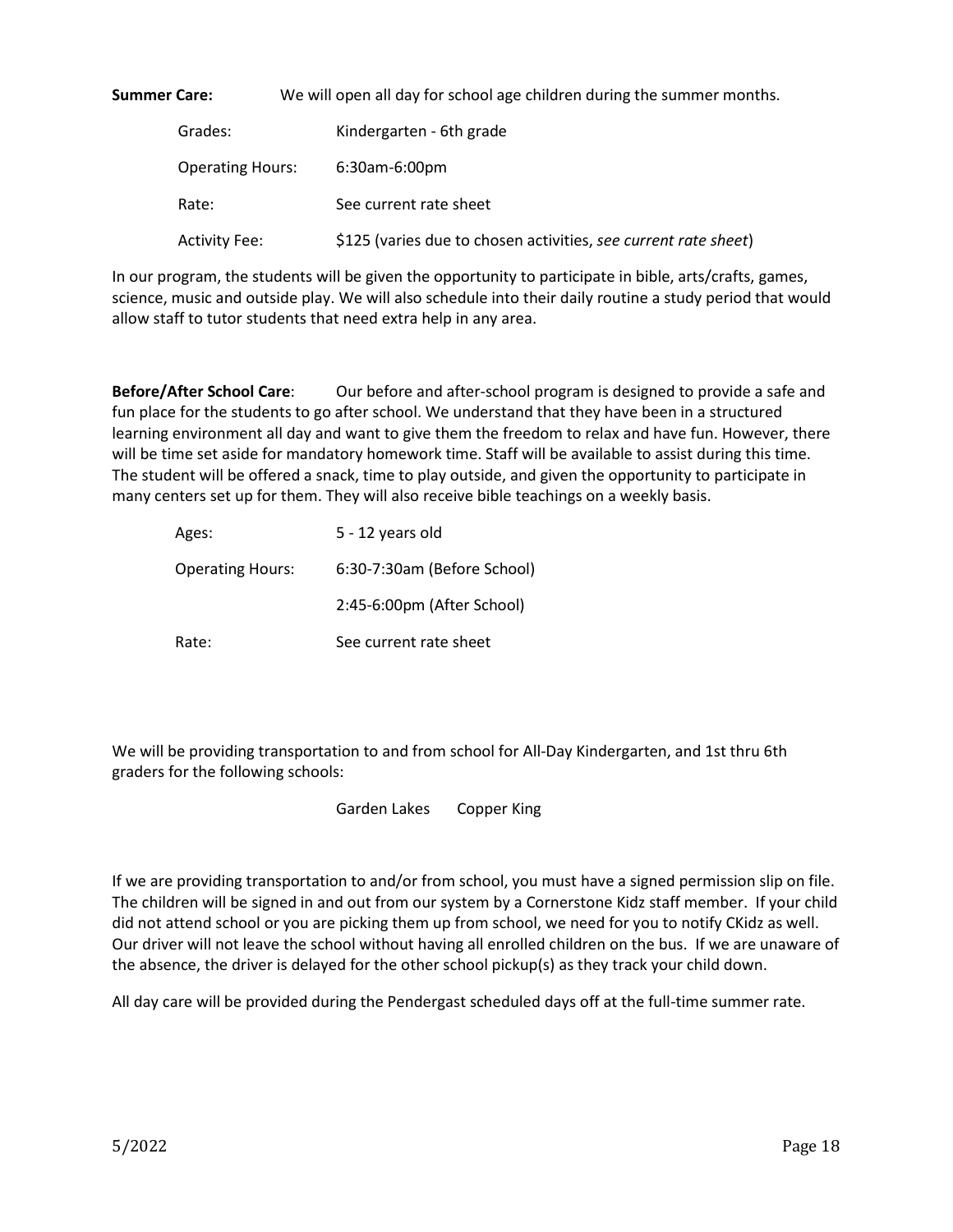**Summer Care:** We will open all day for school age children during the summer months.

| | |
|---|---|
| Grades: | Kindergarten - 6th grade |
| Operating Hours: | 6:30am-6:00pm |
| Rate: | See current rate sheet |
| Activity Fee: | $125 (varies due to chosen activities, *see current rate sheet*) |

In our program, the students will be given the opportunity to participate in bible, arts/crafts, games, science, music and outside play. We will also schedule into their daily routine a study period that would allow staff to tutor students that need extra help in any area.

**Before/After School Care**: Our before and after-school program is designed to provide a safe and fun place for the students to go after school. We understand that they have been in a structured learning environment all day and want to give them the freedom to relax and have fun. However, there will be time set aside for mandatory homework time. Staff will be available to assist during this time. The student will be offered a snack, time to play outside, and given the opportunity to participate in many centers set up for them. They will also receive bible teachings on a weekly basis.

| | |
|---|---|
| Ages: | 5 - 12 years old |
| Operating Hours: | 6:30-7:30am (Before School) |
| | 2:45-6:00pm (After School) |
| Rate: | See current rate sheet |

We will be providing transportation to and from school for All-Day Kindergarten, and 1st thru 6th graders for the following schools:

Garden Lakes Copper King

If we are providing transportation to and/or from school, you must have a signed permission slip on file. The children will be signed in and out from our system by a Cornerstone Kidz staff member. If your child did not attend school or you are picking them up from school, we need for you to notify CKidz as well. Our driver will not leave the school without having all enrolled children on the bus. If we are unaware of the absence, the driver is delayed for the other school pickup(s) as they track your child down.

All day care will be provided during the Pendergast scheduled days off at the full-time summer rate.

5/2022